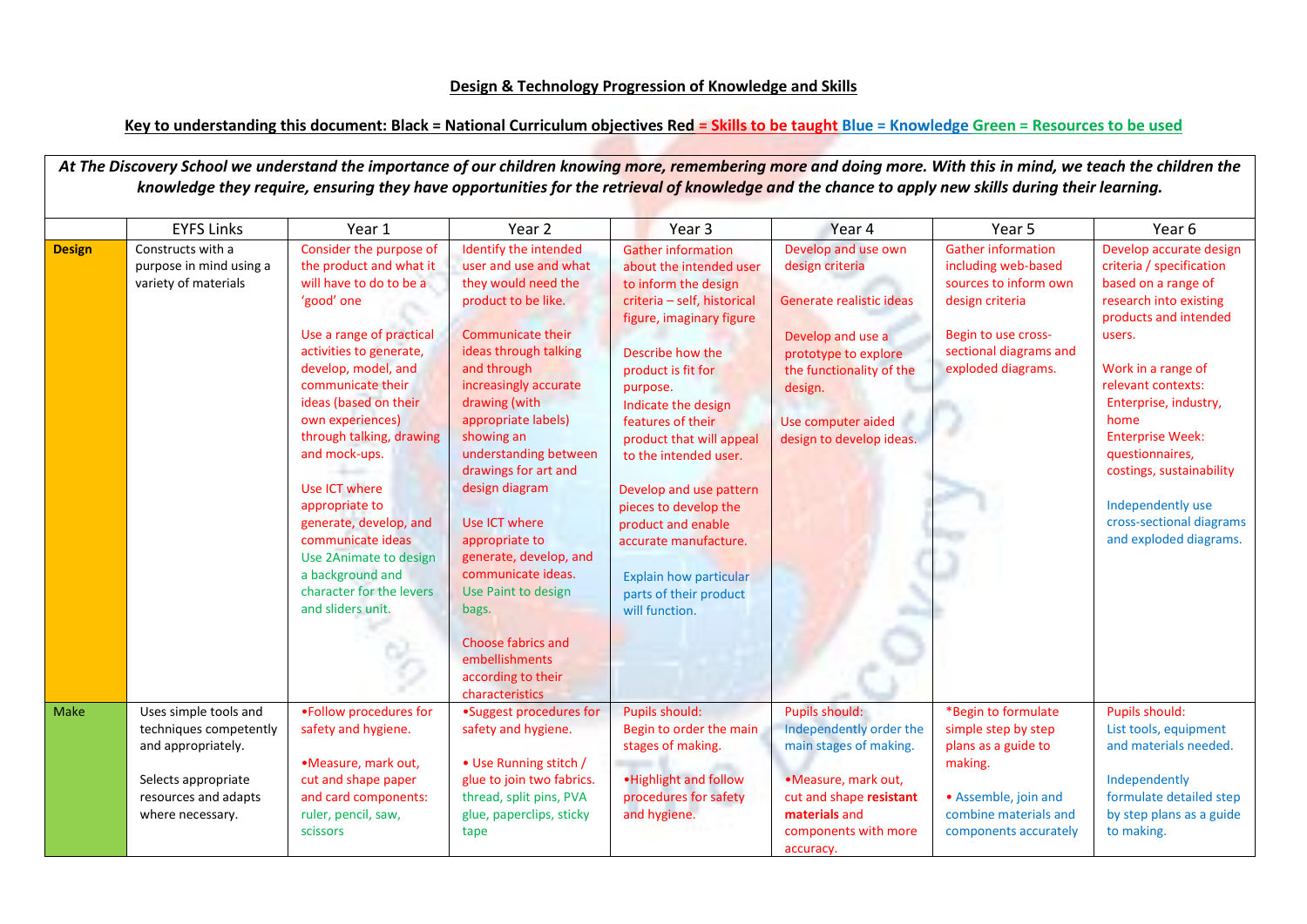**Design & Technology Progression of Knowledge and Skills**

**Key to understanding this document: Black = National Curriculum objectives Red = Skills to be taught Blue = Knowledge Green = Resources to be used**

***At The Discovery School we understand the importance of our children knowing more, remembering more and doing more. With this in mind, we teach the children the knowledge they require, ensuring they have opportunities for the retrieval of knowledge and the chance to apply new skills during their learning.***

| | EYFS Links | Year 1 | Year 2 | Year 3 | Year 4 | Year 5 | Year 6 |
|---|---|---|---|---|---|---|---|
| **Design** | Constructs with a purpose in mind using a variety of materials | Consider the purpose of the product and what it will have to do to be a 'good' one<br><br>Use a range of practical activities to generate, develop, model, and communicate their ideas (based on their own experiences) through talking, drawing and mock-ups.<br><br>Use ICT where appropriate to generate, develop, and communicate ideas<br>Use 2Animate to design a background and character for the levers and sliders unit. | Identify the intended user and use and what they would need the product to be like.<br><br>Communicate their ideas through talking and through increasingly accurate drawing (with appropriate labels) showing an understanding between drawings for art and design diagram<br><br>Use ICT where appropriate to generate, develop, and communicate ideas.<br>Use Paint to design bags.<br><br>Choose fabrics and embellishments according to their characteristics | Gather information about the intended user to inform the design criteria – self, historical figure, imaginary figure<br><br>Describe how the product is fit for purpose.<br>Indicate the design features of their product that will appeal to the intended user.<br><br>Develop and use pattern pieces to develop the product and enable accurate manufacture.<br><br>Explain how particular parts of their product will function. | Develop and use own design criteria<br><br>Generate realistic ideas<br><br>Develop and use a prototype to explore the functionality of the design.<br><br>Use computer aided design to develop ideas. | Gather information including web-based sources to inform own design criteria<br><br>Begin to use cross-sectional diagrams and exploded diagrams. | Develop accurate design criteria / specification based on a range of research into existing products and intended users.<br><br>Work in a range of relevant contexts:<br>Enterprise, industry, home<br>Enterprise Week: questionnaires, costings, sustainability<br><br>Independently use cross-sectional diagrams and exploded diagrams. |
| Make | Uses simple tools and techniques competently and appropriately.<br><br>Selects appropriate resources and adapts where necessary. | •Follow procedures for safety and hygiene.<br><br>•Measure, mark out, cut and shape paper and card components: ruler, pencil, saw, scissors | •Suggest procedures for safety and hygiene.<br><br>• Use Running stitch / glue to join two fabrics. thread, split pins, PVA glue, paperclips, sticky tape | Pupils should:<br>Begin to order the main stages of making.<br><br>•Highlight and follow procedures for safety and hygiene. | Pupils should:<br>Independently order the main stages of making.<br><br>•Measure, mark out, cut and shape **resistant materials** and components with more accuracy. | *Begin to formulate simple step by step plans as a guide to making.<br><br>• Assemble, join and combine materials and components accurately | Pupils should:<br>List tools, equipment and materials needed.<br><br>Independently formulate detailed step by step plans as a guide to making. |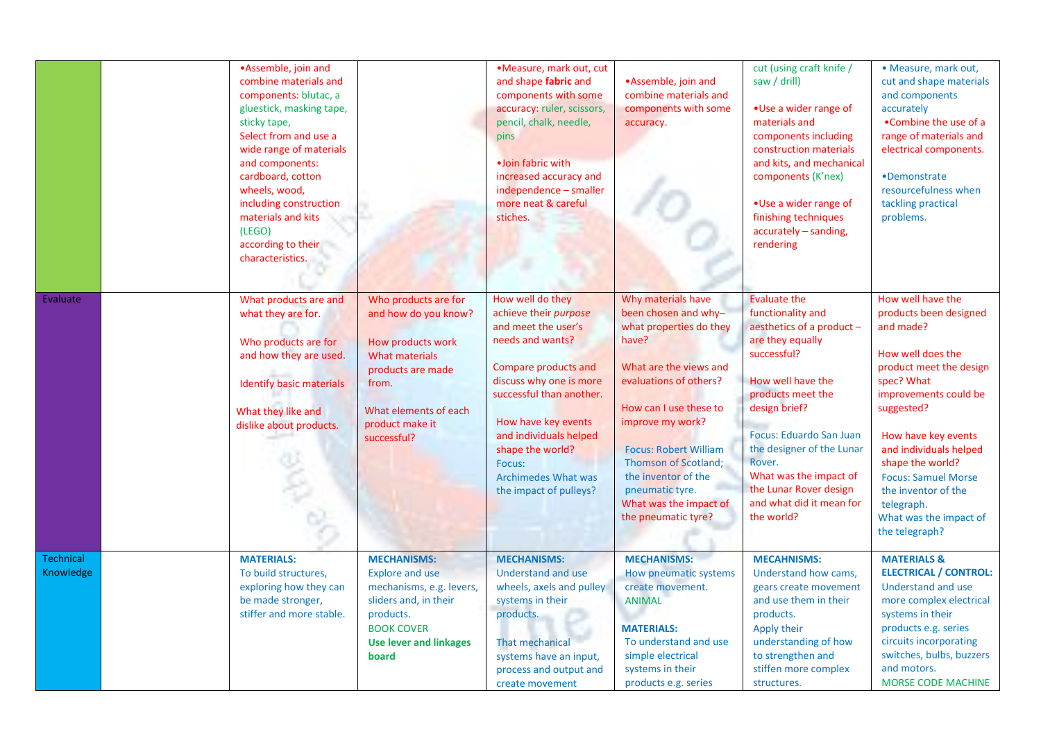| | | | | | | | |
|---|---|---|---|---|---|---|---|
| | | •Assemble, join and combine materials and components: blutac, a gluestick, masking tape, sticky tape,<br>Select from and use a wide range of materials and components: cardboard, cotton wheels, wood, including construction materials and kits (LEGO) according to their characteristics. | | •Measure, mark out, cut and shape **fabric** and components with some accuracy: ruler, scissors, pencil, chalk, needle, pins<br><br>•Join fabric with increased accuracy and independence – smaller more neat & careful stiches. | •Assemble, join and combine materials and components with some accuracy. | cut (using craft knife / saw / drill)<br><br>•Use a wider range of materials and components including construction materials and kits, and mechanical components (K'nex)<br><br>•Use a wider range of finishing techniques accurately – sanding, rendering | • Measure, mark out, cut and shape materials and components accurately<br>•Combine the use of a range of materials and electrical components.<br><br>•Demonstrate resourcefulness when tackling practical problems. |
| Evaluate | | What products are and what they are for.<br><br>Who products are for and how they are used.<br><br>Identify basic materials<br><br>What they like and dislike about products. | Who products are for and how do you know?<br><br>How products work<br>What materials products are made from.<br><br>What elements of each product make it successful? | How well do they achieve their *purpose* and meet the user's needs and wants?<br><br>Compare products and discuss why one is more successful than another.<br><br>How have key events and individuals helped shape the world?<br>Focus:<br>Archimedes What was the impact of pulleys? | Why materials have been chosen and why– what properties do they have?<br><br>What are the views and evaluations of others?<br><br>How can I use these to improve my work?<br><br>Focus: Robert William Thomson of Scotland; the inventor of the pneumatic tyre.<br>What was the impact of the pneumatic tyre? | Evaluate the functionality and aesthetics of a product – are they equally successful?<br><br>How well have the products meet the design brief?<br><br>Focus: Eduardo San Juan the designer of the Lunar Rover.<br>What was the impact of the Lunar Rover design and what did it mean for the world? | How well have the products been designed and made?<br><br>How well does the product meet the design spec? What improvements could be suggested?<br><br>How have key events and individuals helped shape the world?<br>Focus: Samuel Morse the inventor of the telegraph.<br>What was the impact of the telegraph? |
| Technical Knowledge | | **MATERIALS:**<br>To build structures, exploring how they can be made stronger, stiffer and more stable. | **MECHANISMS:**<br>Explore and use mechanisms, e.g. levers, sliders and, in their products.<br>BOOK COVER<br>**Use lever and linkages board** | **MECHANISMS:**<br>Understand and use wheels, axels and pulley systems in their products.<br><br>That mechanical systems have an input, process and output and create movement | **MECHANISMS:**<br>How pneumatic systems create movement.<br>ANIMAL<br><br>**MATERIALS:**<br>To understand and use simple electrical systems in their products e.g. series | **MECAHNISMS:**<br>Understand how cams, gears create movement and use them in their products.<br>Apply their understanding of how to strengthen and stiffen more complex structures. | **MATERIALS & ELECTRICAL / CONTROL:**<br>Understand and use more complex electrical systems in their products e.g. series circuits incorporating switches, bulbs, buzzers and motors.<br>MORSE CODE MACHINE |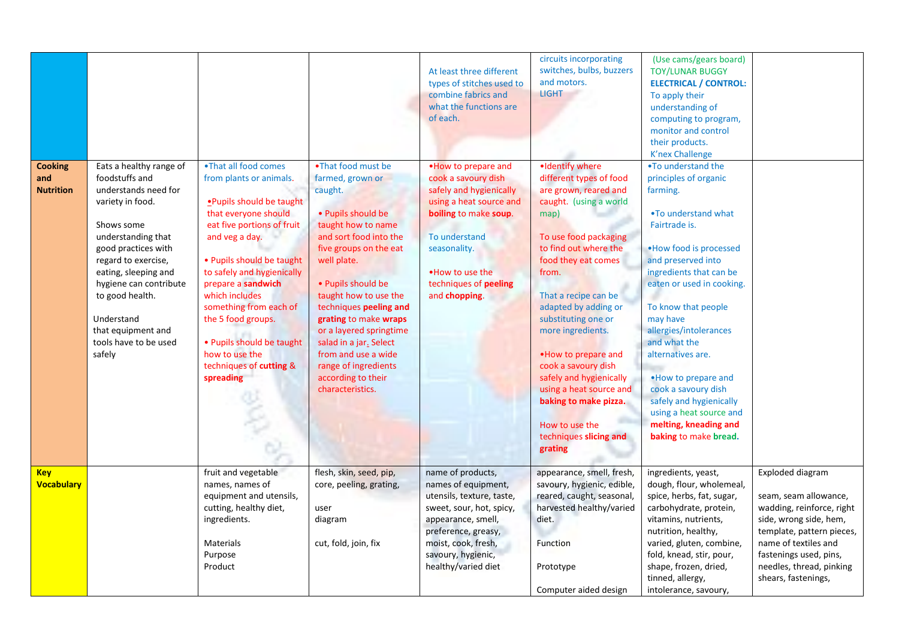| | | | | | | | |
|---|---|---|---|---|---|---|---|
| | | | | At least three different types of stitches used to combine fabrics and what the functions are of each. | circuits incorporating switches, bulbs, buzzers and motors. LIGHT | (Use cams/gears board) TOY/LUNAR BUGGY **ELECTRICAL / CONTROL:** To apply their understanding of computing to program, monitor and control their products. K'nex Challenge | |
| **Cooking and Nutrition** | Eats a healthy range of foodstuffs and understands need for variety in food.<br><br>Shows some understanding that good practices with regard to exercise, eating, sleeping and hygiene can contribute to good health.<br><br>Understand that equipment and tools have to be used safely | •That all food comes from plants or animals.<br><br>•Pupils should be taught that everyone should eat five portions of fruit and veg a day.<br><br>• Pupils should be taught to safely and hygienically prepare a **sandwich** which includes something from each of the 5 food groups.<br><br>• Pupils should be taught how to use the techniques of **cutting** & **spreading** | •That food must be farmed, grown or caught.<br><br>• Pupils should be taught how to name and sort food into the five groups on the eat well plate.<br><br>• Pupils should be taught how to use the techniques **peeling and grating** to make **wraps** or a layered springtime salad in a jar. Select from and use a wide range of ingredients according to their characteristics. | •How to prepare and cook a savoury dish safely and hygienically using a heat source and **boiling** to make **soup**.<br><br>To understand seasonality.<br><br>•How to use the techniques of **peeling** and **chopping**. | •Identify where different types of food are grown, reared and caught. (using a world map)<br><br>To use food packaging to find out where the food they eat comes from.<br><br>That a recipe can be adapted by adding or substituting one or more ingredients.<br><br>•How to prepare and cook a savoury dish safely and hygienically using a heat source and **baking to make pizza.**<br><br>How to use the techniques **slicing and grating** | •To understand the principles of organic farming.<br><br>•To understand what Fairtrade is.<br><br>•How food is processed and preserved into ingredients that can be eaten or used in cooking.<br><br>To know that people may have allergies/intolerances and what the alternatives are.<br><br>•How to prepare and cook a savoury dish safely and hygienically using a heat source and **melting, kneading and baking** to make **bread.** | |
| **Key Vocabulary** | | fruit and vegetable names, names of equipment and utensils, cutting, healthy diet, ingredients.<br><br>Materials<br>Purpose<br>Product | flesh, skin, seed, pip, core, peeling, grating,<br><br>user<br>diagram<br><br>cut, fold, join, fix | name of products, names of equipment, utensils, texture, taste, sweet, sour, hot, spicy, appearance, smell, preference, greasy, moist, cook, fresh, savoury, hygienic, healthy/varied diet | appearance, smell, fresh, savoury, hygienic, edible, reared, caught, seasonal, harvested healthy/varied diet.<br><br>Function<br><br>Prototype<br><br>Computer aided design | ingredients, yeast, dough, flour, wholemeal, spice, herbs, fat, sugar, carbohydrate, protein, vitamins, nutrients, nutrition, healthy, varied, gluten, combine, fold, knead, stir, pour, shape, frozen, dried, tinned, allergy, intolerance, savoury, | Exploded diagram<br><br>seam, seam allowance, wadding, reinforce, right side, wrong side, hem, template, pattern pieces, name of textiles and fastenings used, pins, needles, thread, pinking shears, fastenings, |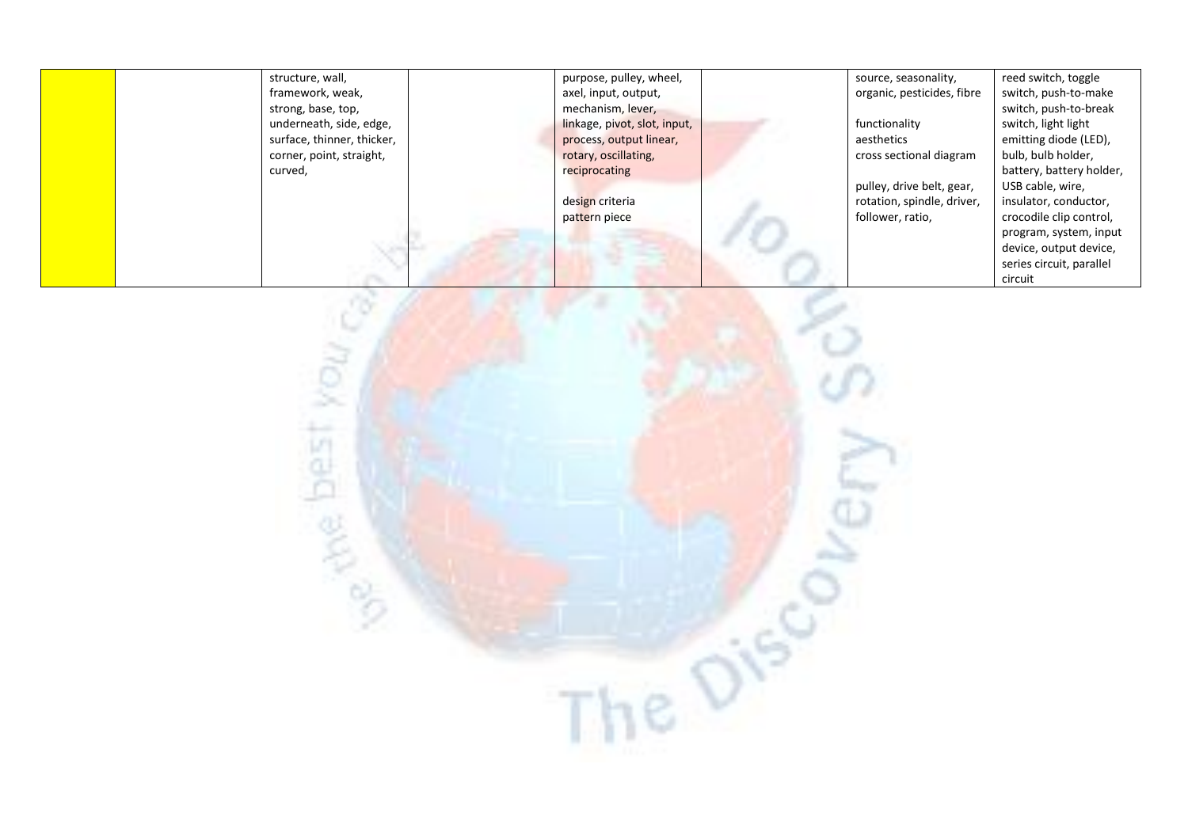| | | | | | | | |
|---|---|---|---|---|---|---|---|
| | | structure, wall, framework, weak, strong, base, top, underneath, side, edge, surface, thinner, thicker, corner, point, straight, curved, | | purpose, pulley, wheel, axel, input, output, mechanism, lever, linkage, pivot, slot, input, process, output linear, rotary, oscillating, reciprocating<br><br>design criteria<br>pattern piece | | source, seasonality, organic, pesticides, fibre<br><br>functionality<br>aesthetics<br>cross sectional diagram<br><br>pulley, drive belt, gear, rotation, spindle, driver, follower, ratio, | reed switch, toggle switch, push-to-make switch, push-to-break switch, light light emitting diode (LED), bulb, bulb holder, battery, battery holder, USB cable, wire, insulator, conductor, crocodile clip control, program, system, input device, output device, series circuit, parallel circuit |